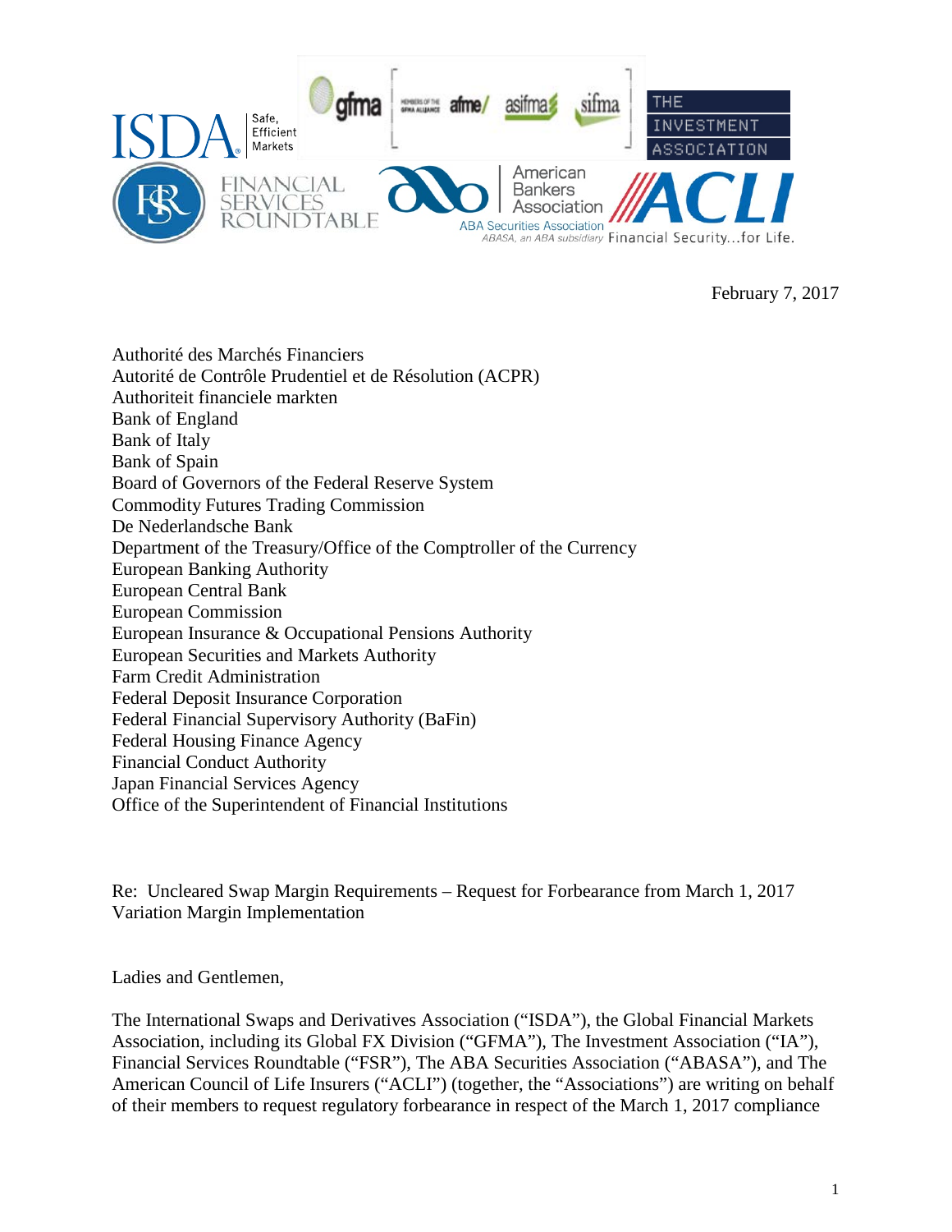February 7, 2017

Authorité des Marchés Financiers
Autorité de Contrôle Prudentiel et de Résolution (ACPR)
Authoriteit financiele markten
Bank of England
Bank of Italy
Bank of Spain
Board of Governors of the Federal Reserve System
Commodity Futures Trading Commission
De Nederlandsche Bank
Department of the Treasury/Office of the Comptroller of the Currency
European Banking Authority
European Central Bank
European Commission
European Insurance & Occupational Pensions Authority
European Securities and Markets Authority
Farm Credit Administration
Federal Deposit Insurance Corporation
Federal Financial Supervisory Authority (BaFin)
Federal Housing Finance Agency
Financial Conduct Authority
Japan Financial Services Agency
Office of the Superintendent of Financial Institutions

Re: Uncleared Swap Margin Requirements – Request for Forbearance from March 1, 2017 Variation Margin Implementation

Ladies and Gentlemen,

The International Swaps and Derivatives Association ("ISDA"), the Global Financial Markets Association, including its Global FX Division ("GFMA"), The Investment Association ("IA"), Financial Services Roundtable ("FSR"), The ABA Securities Association ("ABASA"), and The American Council of Life Insurers ("ACLI") (together, the "Associations") are writing on behalf of their members to request regulatory forbearance in respect of the March 1, 2017 compliance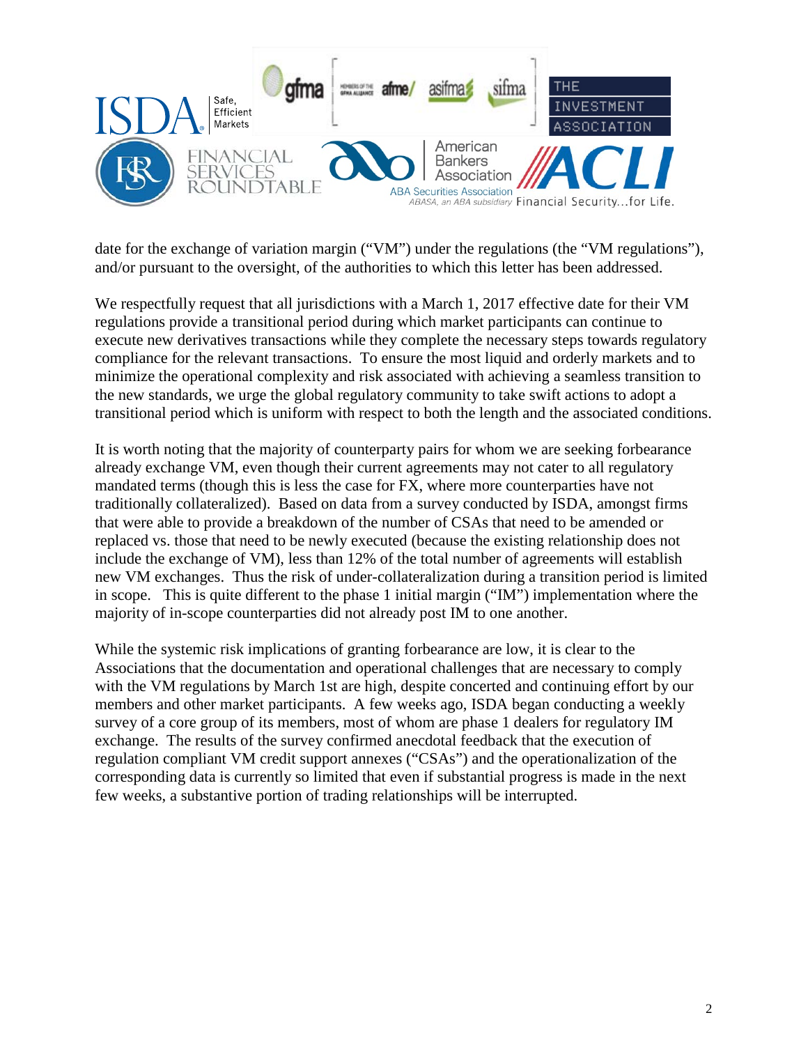date for the exchange of variation margin ("VM") under the regulations (the "VM regulations"), and/or pursuant to the oversight, of the authorities to which this letter has been addressed.

We respectfully request that all jurisdictions with a March 1, 2017 effective date for their VM regulations provide a transitional period during which market participants can continue to execute new derivatives transactions while they complete the necessary steps towards regulatory compliance for the relevant transactions. To ensure the most liquid and orderly markets and to minimize the operational complexity and risk associated with achieving a seamless transition to the new standards, we urge the global regulatory community to take swift actions to adopt a transitional period which is uniform with respect to both the length and the associated conditions.

It is worth noting that the majority of counterparty pairs for whom we are seeking forbearance already exchange VM, even though their current agreements may not cater to all regulatory mandated terms (though this is less the case for FX, where more counterparties have not traditionally collateralized). Based on data from a survey conducted by ISDA, amongst firms that were able to provide a breakdown of the number of CSAs that need to be amended or replaced vs. those that need to be newly executed (because the existing relationship does not include the exchange of VM), less than 12% of the total number of agreements will establish new VM exchanges. Thus the risk of under-collateralization during a transition period is limited in scope. This is quite different to the phase 1 initial margin ("IM") implementation where the majority of in-scope counterparties did not already post IM to one another.

While the systemic risk implications of granting forbearance are low, it is clear to the Associations that the documentation and operational challenges that are necessary to comply with the VM regulations by March 1st are high, despite concerted and continuing effort by our members and other market participants. A few weeks ago, ISDA began conducting a weekly survey of a core group of its members, most of whom are phase 1 dealers for regulatory IM exchange. The results of the survey confirmed anecdotal feedback that the execution of regulation compliant VM credit support annexes ("CSAs") and the operationalization of the corresponding data is currently so limited that even if substantial progress is made in the next few weeks, a substantive portion of trading relationships will be interrupted.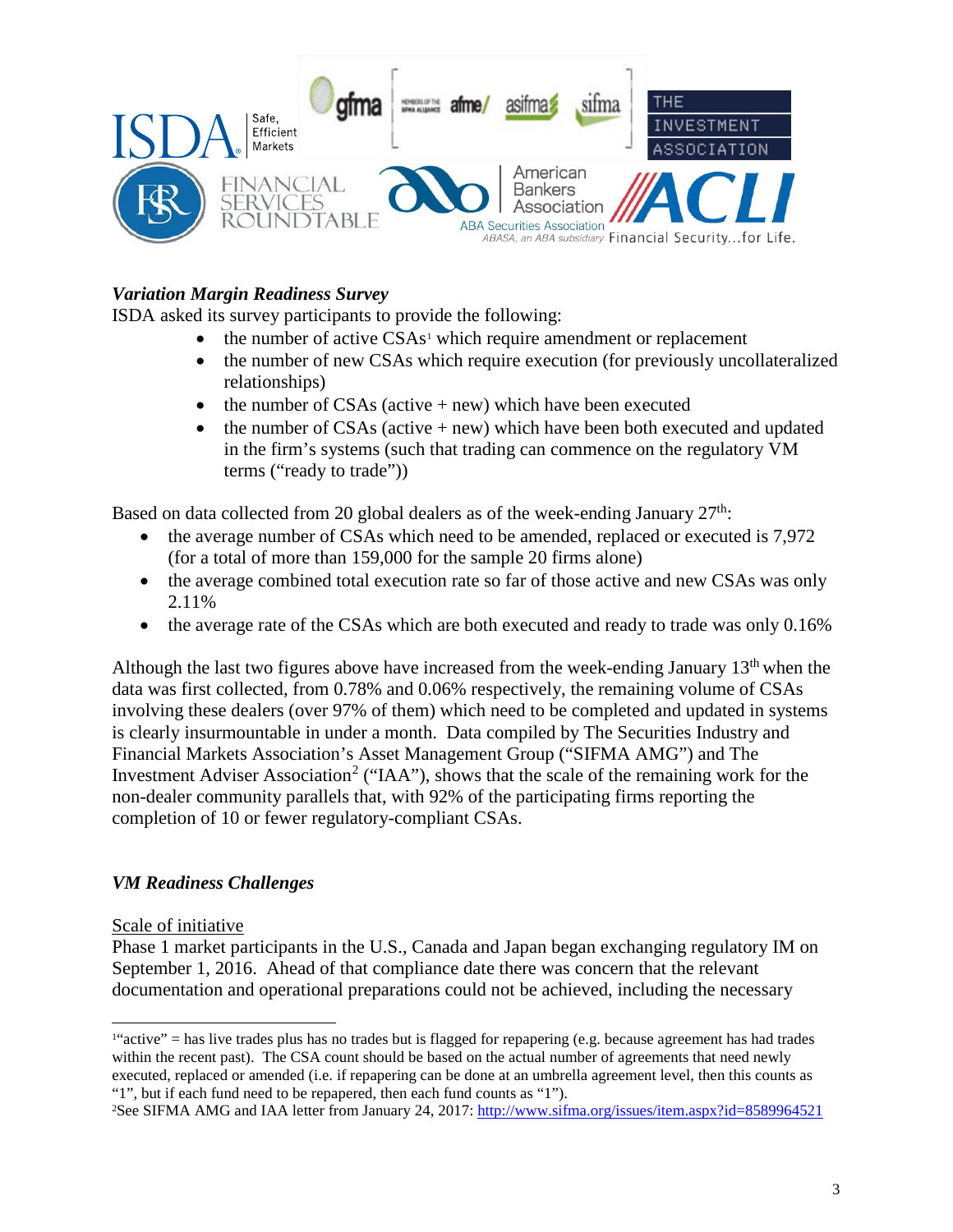### *Variation Margin Readiness Survey*

ISDA asked its survey participants to provide the following:

- the number of active CSAs[1] which require amendment or replacement
- the number of new CSAs which require execution (for previously uncollateralized relationships)
- the number of CSAs (active + new) which have been executed
- the number of CSAs (active + new) which have been both executed and updated in the firm's systems (such that trading can commence on the regulatory VM terms ("ready to trade"))

Based on data collected from 20 global dealers as of the week-ending January 27th:

- the average number of CSAs which need to be amended, replaced or executed is 7,972 (for a total of more than 159,000 for the sample 20 firms alone)
- the average combined total execution rate so far of those active and new CSAs was only 2.11%
- the average rate of the CSAs which are both executed and ready to trade was only 0.16%

Although the last two figures above have increased from the week-ending January 13th when the data was first collected, from 0.78% and 0.06% respectively, the remaining volume of CSAs involving these dealers (over 97% of them) which need to be completed and updated in systems is clearly insurmountable in under a month. Data compiled by The Securities Industry and Financial Markets Association's Asset Management Group ("SIFMA AMG") and The Investment Adviser Association[2] ("IAA"), shows that the scale of the remaining work for the non-dealer community parallels that, with 92% of the participating firms reporting the completion of 10 or fewer regulatory-compliant CSAs.

### *VM Readiness Challenges*

Scale of initiative

Phase 1 market participants in the U.S., Canada and Japan began exchanging regulatory IM on September 1, 2016. Ahead of that compliance date there was concern that the relevant documentation and operational preparations could not be achieved, including the necessary

---

[1] "active" = has live trades plus has no trades but is flagged for repapering (e.g. because agreement has had trades within the recent past). The CSA count should be based on the actual number of agreements that need newly executed, replaced or amended (i.e. if repapering can be done at an umbrella agreement level, then this counts as "1", but if each fund need to be repapered, then each fund counts as "1").

[2] See SIFMA AMG and IAA letter from January 24, 2017: http://www.sifma.org/issues/item.aspx?id=8589964521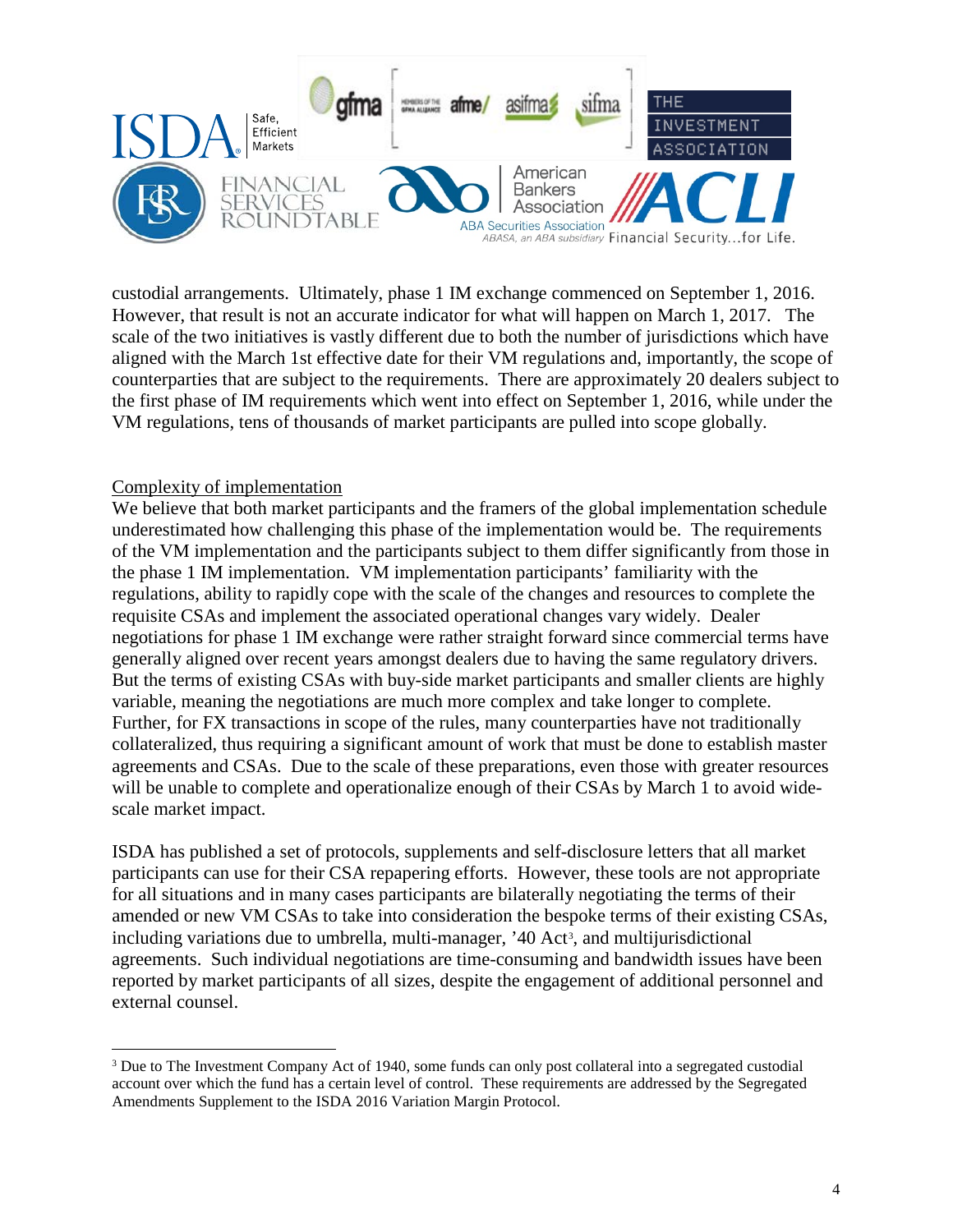custodial arrangements. Ultimately, phase 1 IM exchange commenced on September 1, 2016. However, that result is not an accurate indicator for what will happen on March 1, 2017. The scale of the two initiatives is vastly different due to both the number of jurisdictions which have aligned with the March 1st effective date for their VM regulations and, importantly, the scope of counterparties that are subject to the requirements. There are approximately 20 dealers subject to the first phase of IM requirements which went into effect on September 1, 2016, while under the VM regulations, tens of thousands of market participants are pulled into scope globally.

Complexity of implementation

We believe that both market participants and the framers of the global implementation schedule underestimated how challenging this phase of the implementation would be. The requirements of the VM implementation and the participants subject to them differ significantly from those in the phase 1 IM implementation. VM implementation participants' familiarity with the regulations, ability to rapidly cope with the scale of the changes and resources to complete the requisite CSAs and implement the associated operational changes vary widely. Dealer negotiations for phase 1 IM exchange were rather straight forward since commercial terms have generally aligned over recent years amongst dealers due to having the same regulatory drivers. But the terms of existing CSAs with buy-side market participants and smaller clients are highly variable, meaning the negotiations are much more complex and take longer to complete. Further, for FX transactions in scope of the rules, many counterparties have not traditionally collateralized, thus requiring a significant amount of work that must be done to establish master agreements and CSAs. Due to the scale of these preparations, even those with greater resources will be unable to complete and operationalize enough of their CSAs by March 1 to avoid wide-scale market impact.

ISDA has published a set of protocols, supplements and self-disclosure letters that all market participants can use for their CSA repapering efforts. However, these tools are not appropriate for all situations and in many cases participants are bilaterally negotiating the terms of their amended or new VM CSAs to take into consideration the bespoke terms of their existing CSAs, including variations due to umbrella, multi-manager, '40 Act[3], and multijurisdictional agreements. Such individual negotiations are time-consuming and bandwidth issues have been reported by market participants of all sizes, despite the engagement of additional personnel and external counsel.

[3] Due to The Investment Company Act of 1940, some funds can only post collateral into a segregated custodial account over which the fund has a certain level of control. These requirements are addressed by the Segregated Amendments Supplement to the ISDA 2016 Variation Margin Protocol.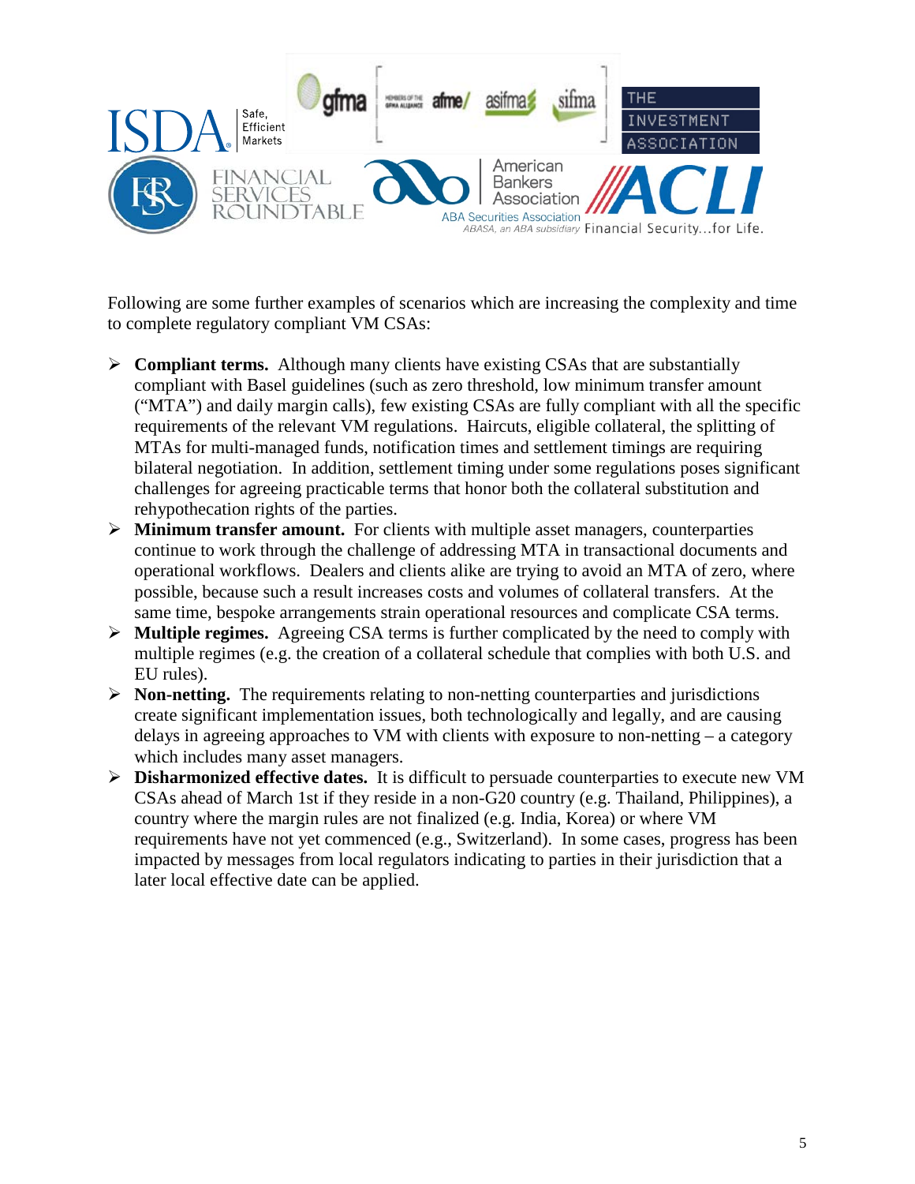Following are some further examples of scenarios which are increasing the complexity and time to complete regulatory compliant VM CSAs:

- **Compliant terms.** Although many clients have existing CSAs that are substantially compliant with Basel guidelines (such as zero threshold, low minimum transfer amount ("MTA") and daily margin calls), few existing CSAs are fully compliant with all the specific requirements of the relevant VM regulations. Haircuts, eligible collateral, the splitting of MTAs for multi-managed funds, notification times and settlement timings are requiring bilateral negotiation. In addition, settlement timing under some regulations poses significant challenges for agreeing practicable terms that honor both the collateral substitution and rehypothecation rights of the parties.
- **Minimum transfer amount.** For clients with multiple asset managers, counterparties continue to work through the challenge of addressing MTA in transactional documents and operational workflows. Dealers and clients alike are trying to avoid an MTA of zero, where possible, because such a result increases costs and volumes of collateral transfers. At the same time, bespoke arrangements strain operational resources and complicate CSA terms.
- **Multiple regimes.** Agreeing CSA terms is further complicated by the need to comply with multiple regimes (e.g. the creation of a collateral schedule that complies with both U.S. and EU rules).
- **Non-netting.** The requirements relating to non-netting counterparties and jurisdictions create significant implementation issues, both technologically and legally, and are causing delays in agreeing approaches to VM with clients with exposure to non-netting – a category which includes many asset managers.
- **Disharmonized effective dates.** It is difficult to persuade counterparties to execute new VM CSAs ahead of March 1st if they reside in a non-G20 country (e.g. Thailand, Philippines), a country where the margin rules are not finalized (e.g. India, Korea) or where VM requirements have not yet commenced (e.g., Switzerland). In some cases, progress has been impacted by messages from local regulators indicating to parties in their jurisdiction that a later local effective date can be applied.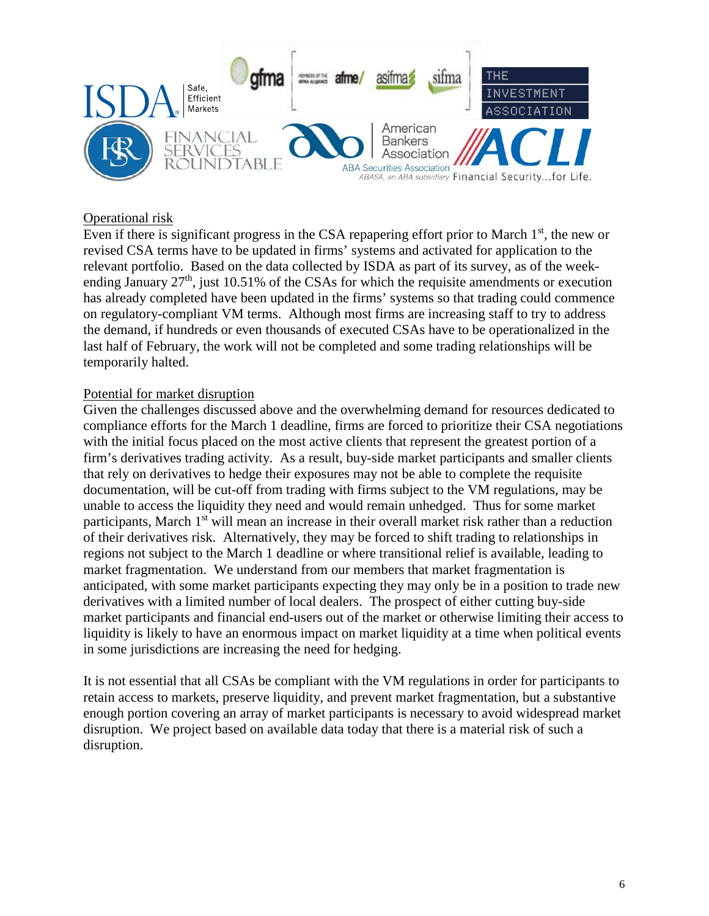Operational risk

Even if there is significant progress in the CSA repapering effort prior to March 1st, the new or revised CSA terms have to be updated in firms' systems and activated for application to the relevant portfolio. Based on the data collected by ISDA as part of its survey, as of the week-ending January 27th, just 10.51% of the CSAs for which the requisite amendments or execution has already completed have been updated in the firms' systems so that trading could commence on regulatory-compliant VM terms. Although most firms are increasing staff to try to address the demand, if hundreds or even thousands of executed CSAs have to be operationalized in the last half of February, the work will not be completed and some trading relationships will be temporarily halted.

Potential for market disruption

Given the challenges discussed above and the overwhelming demand for resources dedicated to compliance efforts for the March 1 deadline, firms are forced to prioritize their CSA negotiations with the initial focus placed on the most active clients that represent the greatest portion of a firm's derivatives trading activity. As a result, buy-side market participants and smaller clients that rely on derivatives to hedge their exposures may not be able to complete the requisite documentation, will be cut-off from trading with firms subject to the VM regulations, may be unable to access the liquidity they need and would remain unhedged. Thus for some market participants, March 1st will mean an increase in their overall market risk rather than a reduction of their derivatives risk. Alternatively, they may be forced to shift trading to relationships in regions not subject to the March 1 deadline or where transitional relief is available, leading to market fragmentation. We understand from our members that market fragmentation is anticipated, with some market participants expecting they may only be in a position to trade new derivatives with a limited number of local dealers. The prospect of either cutting buy-side market participants and financial end-users out of the market or otherwise limiting their access to liquidity is likely to have an enormous impact on market liquidity at a time when political events in some jurisdictions are increasing the need for hedging.

It is not essential that all CSAs be compliant with the VM regulations in order for participants to retain access to markets, preserve liquidity, and prevent market fragmentation, but a substantive enough portion covering an array of market participants is necessary to avoid widespread market disruption. We project based on available data today that there is a material risk of such a disruption.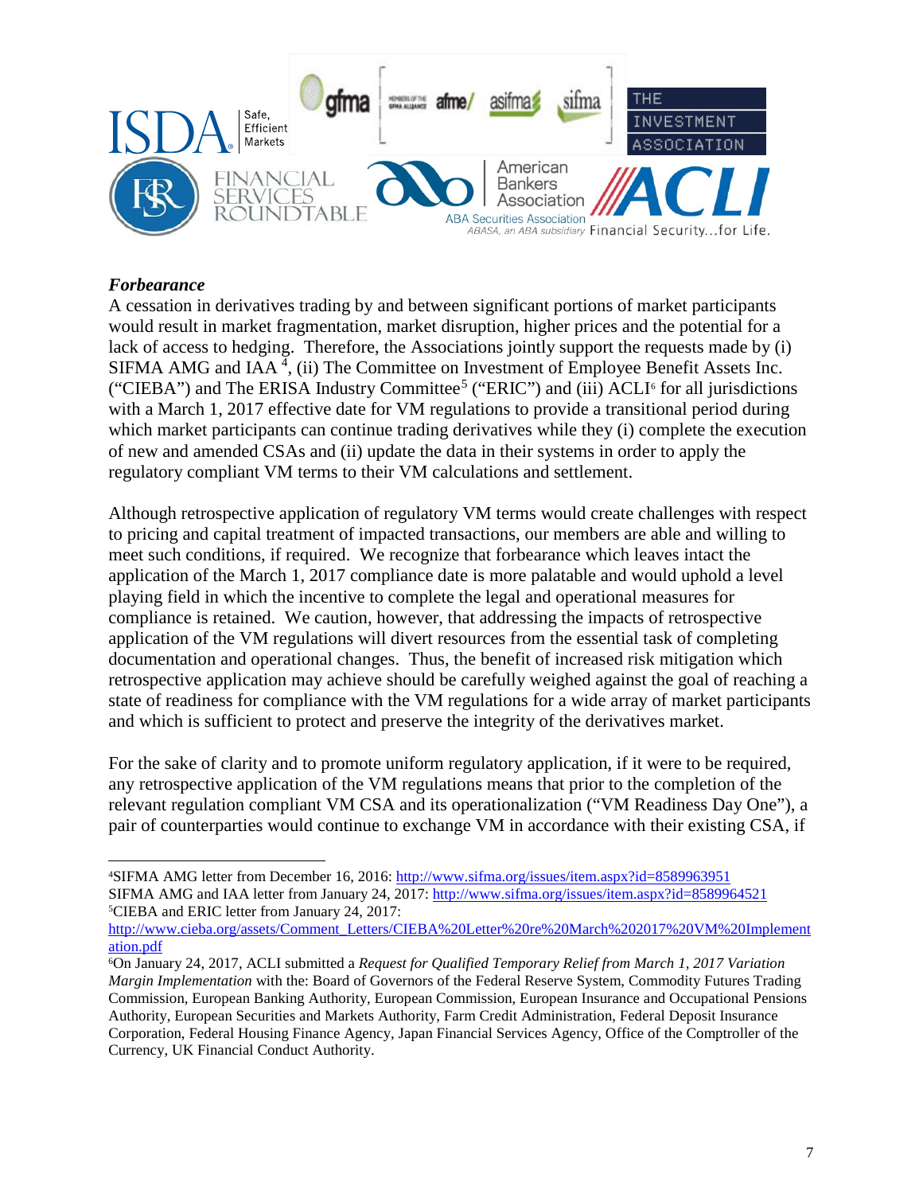***Forbearance***

A cessation in derivatives trading by and between significant portions of market participants would result in market fragmentation, market disruption, higher prices and the potential for a lack of access to hedging. Therefore, the Associations jointly support the requests made by (i) SIFMA AMG and IAA [4], (ii) The Committee on Investment of Employee Benefit Assets Inc. ("CIEBA") and The ERISA Industry Committee[5] ("ERIC") and (iii) ACLI[6] for all jurisdictions with a March 1, 2017 effective date for VM regulations to provide a transitional period during which market participants can continue trading derivatives while they (i) complete the execution of new and amended CSAs and (ii) update the data in their systems in order to apply the regulatory compliant VM terms to their VM calculations and settlement.

Although retrospective application of regulatory VM terms would create challenges with respect to pricing and capital treatment of impacted transactions, our members are able and willing to meet such conditions, if required. We recognize that forbearance which leaves intact the application of the March 1, 2017 compliance date is more palatable and would uphold a level playing field in which the incentive to complete the legal and operational measures for compliance is retained. We caution, however, that addressing the impacts of retrospective application of the VM regulations will divert resources from the essential task of completing documentation and operational changes. Thus, the benefit of increased risk mitigation which retrospective application may achieve should be carefully weighed against the goal of reaching a state of readiness for compliance with the VM regulations for a wide array of market participants and which is sufficient to protect and preserve the integrity of the derivatives market.

For the sake of clarity and to promote uniform regulatory application, if it were to be required, any retrospective application of the VM regulations means that prior to the completion of the relevant regulation compliant VM CSA and its operationalization ("VM Readiness Day One"), a pair of counterparties would continue to exchange VM in accordance with their existing CSA, if

---

[4] SIFMA AMG letter from December 16, 2016: http://www.sifma.org/issues/item.aspx?id=8589963951
SIFMA AMG and IAA letter from January 24, 2017: http://www.sifma.org/issues/item.aspx?id=8589964521

[5] CIEBA and ERIC letter from January 24, 2017:
http://www.cieba.org/assets/Comment_Letters/CIEBA%20Letter%20re%20March%202017%20VM%20Implementation.pdf

[6] On January 24, 2017, ACLI submitted a *Request for Qualified Temporary Relief from March 1, 2017 Variation Margin Implementation* with the: Board of Governors of the Federal Reserve System, Commodity Futures Trading Commission, European Banking Authority, European Commission, European Insurance and Occupational Pensions Authority, European Securities and Markets Authority, Farm Credit Administration, Federal Deposit Insurance Corporation, Federal Housing Finance Agency, Japan Financial Services Agency, Office of the Comptroller of the Currency, UK Financial Conduct Authority.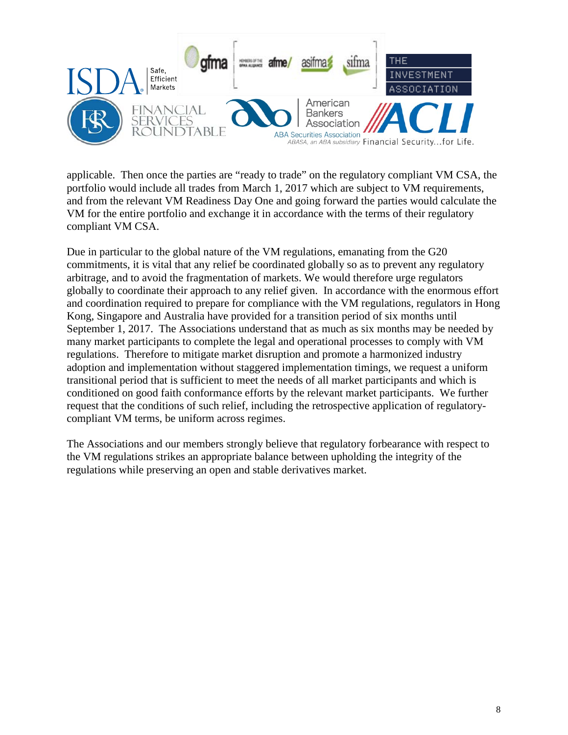applicable. Then once the parties are "ready to trade" on the regulatory compliant VM CSA, the portfolio would include all trades from March 1, 2017 which are subject to VM requirements, and from the relevant VM Readiness Day One and going forward the parties would calculate the VM for the entire portfolio and exchange it in accordance with the terms of their regulatory compliant VM CSA.

Due in particular to the global nature of the VM regulations, emanating from the G20 commitments, it is vital that any relief be coordinated globally so as to prevent any regulatory arbitrage, and to avoid the fragmentation of markets. We would therefore urge regulators globally to coordinate their approach to any relief given. In accordance with the enormous effort and coordination required to prepare for compliance with the VM regulations, regulators in Hong Kong, Singapore and Australia have provided for a transition period of six months until September 1, 2017. The Associations understand that as much as six months may be needed by many market participants to complete the legal and operational processes to comply with VM regulations. Therefore to mitigate market disruption and promote a harmonized industry adoption and implementation without staggered implementation timings, we request a uniform transitional period that is sufficient to meet the needs of all market participants and which is conditioned on good faith conformance efforts by the relevant market participants. We further request that the conditions of such relief, including the retrospective application of regulatory-compliant VM terms, be uniform across regimes.

The Associations and our members strongly believe that regulatory forbearance with respect to the VM regulations strikes an appropriate balance between upholding the integrity of the regulations while preserving an open and stable derivatives market.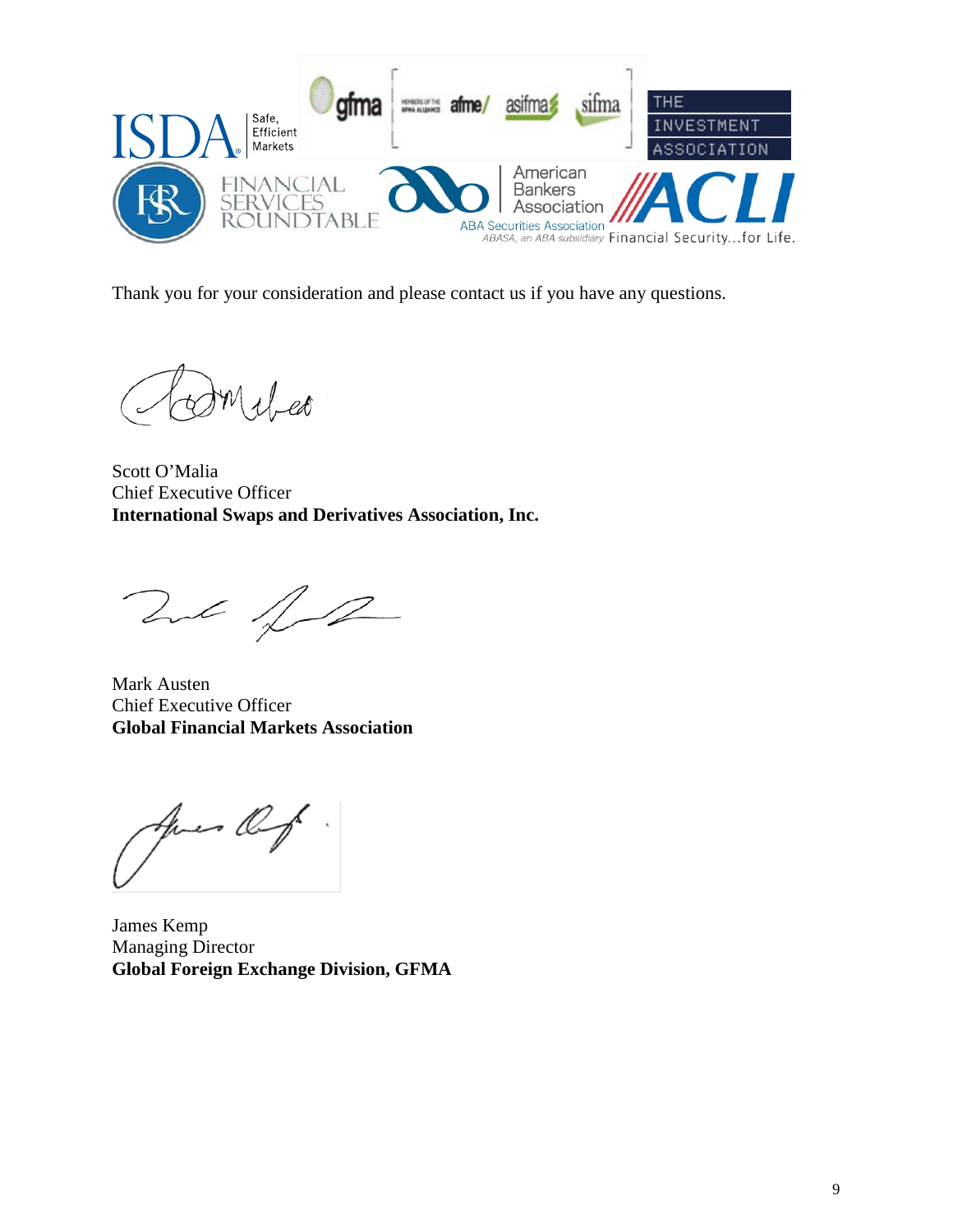Thank you for your consideration and please contact us if you have any questions.

Scott O'Malia  
Chief Executive Officer  
**International Swaps and Derivatives Association, Inc.**

Mark Austen  
Chief Executive Officer  
**Global Financial Markets Association**

James Kemp  
Managing Director  
**Global Foreign Exchange Division, GFMA**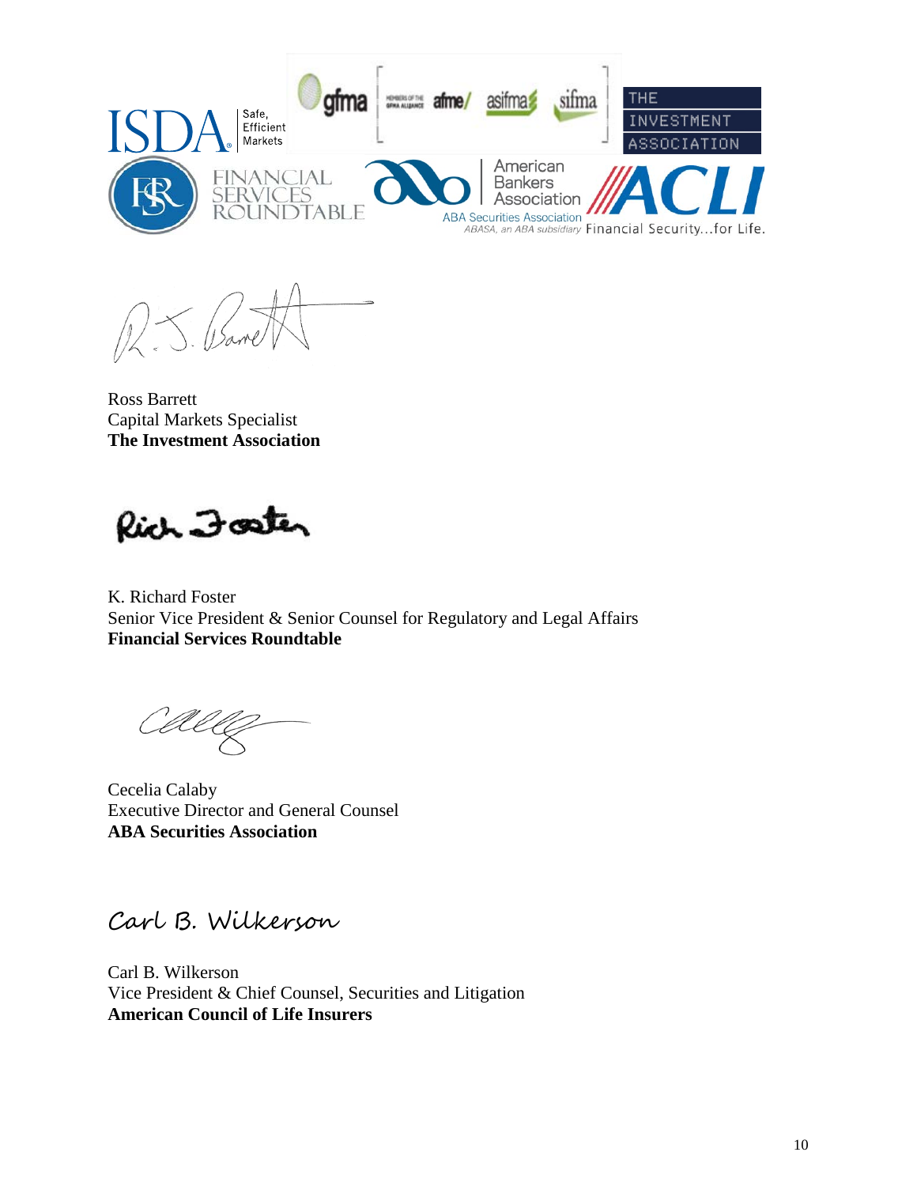Ross Barrett
Capital Markets Specialist
**The Investment Association**

K. Richard Foster
Senior Vice President & Senior Counsel for Regulatory and Legal Affairs
**Financial Services Roundtable**

Cecelia Calaby
Executive Director and General Counsel
**ABA Securities Association**

Carl B. Wilkerson

Carl B. Wilkerson
Vice President & Chief Counsel, Securities and Litigation
**American Council of Life Insurers**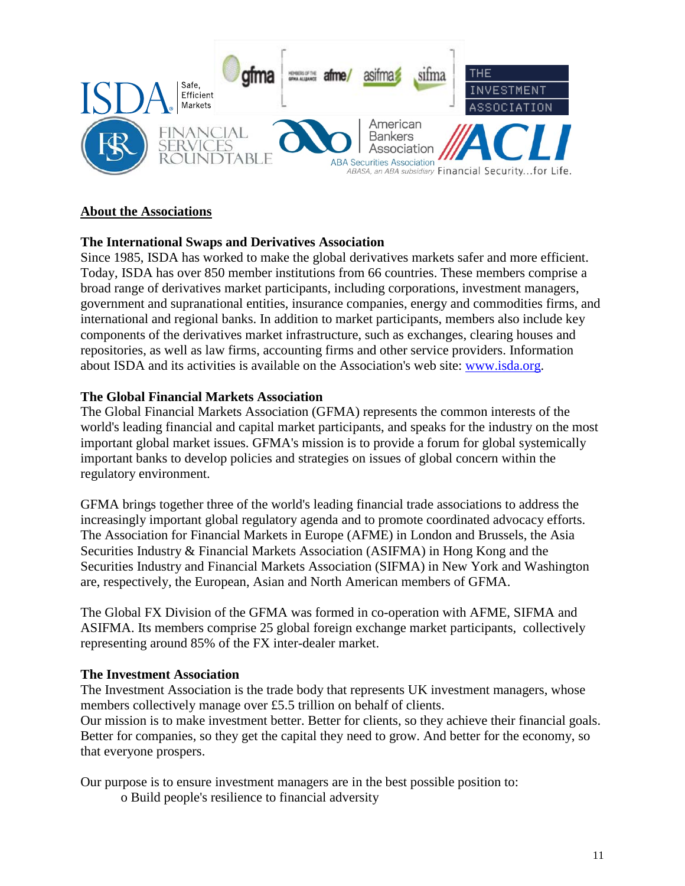**About the Associations**

**The International Swaps and Derivatives Association**
Since 1985, ISDA has worked to make the global derivatives markets safer and more efficient. Today, ISDA has over 850 member institutions from 66 countries. These members comprise a broad range of derivatives market participants, including corporations, investment managers, government and supranational entities, insurance companies, energy and commodities firms, and international and regional banks. In addition to market participants, members also include key components of the derivatives market infrastructure, such as exchanges, clearing houses and repositories, as well as law firms, accounting firms and other service providers. Information about ISDA and its activities is available on the Association's web site: www.isda.org.

**The Global Financial Markets Association**
The Global Financial Markets Association (GFMA) represents the common interests of the world's leading financial and capital market participants, and speaks for the industry on the most important global market issues. GFMA's mission is to provide a forum for global systemically important banks to develop policies and strategies on issues of global concern within the regulatory environment.

GFMA brings together three of the world's leading financial trade associations to address the increasingly important global regulatory agenda and to promote coordinated advocacy efforts. The Association for Financial Markets in Europe (AFME) in London and Brussels, the Asia Securities Industry & Financial Markets Association (ASIFMA) in Hong Kong and the Securities Industry and Financial Markets Association (SIFMA) in New York and Washington are, respectively, the European, Asian and North American members of GFMA.

The Global FX Division of the GFMA was formed in co-operation with AFME, SIFMA and ASIFMA. Its members comprise 25 global foreign exchange market participants, collectively representing around 85% of the FX inter-dealer market.

**The Investment Association**
The Investment Association is the trade body that represents UK investment managers, whose members collectively manage over £5.5 trillion on behalf of clients.
Our mission is to make investment better. Better for clients, so they achieve their financial goals. Better for companies, so they get the capital they need to grow. And better for the economy, so that everyone prospers.

Our purpose is to ensure investment managers are in the best possible position to:

- Build people's resilience to financial adversity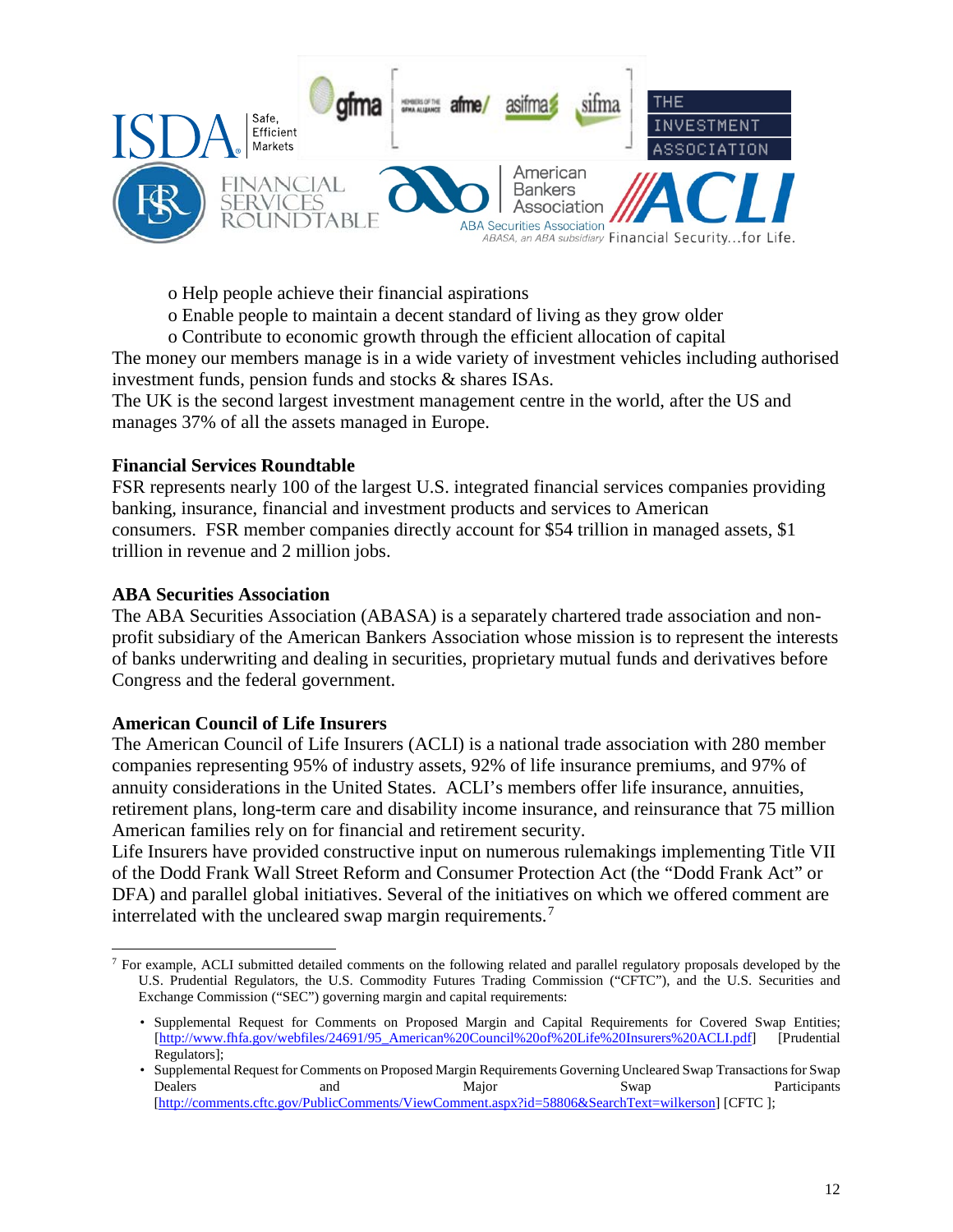o Help people achieve their financial aspirations

o Enable people to maintain a decent standard of living as they grow older

o Contribute to economic growth through the efficient allocation of capital

The money our members manage is in a wide variety of investment vehicles including authorised investment funds, pension funds and stocks & shares ISAs.

The UK is the second largest investment management centre in the world, after the US and manages 37% of all the assets managed in Europe.

**Financial Services Roundtable**

FSR represents nearly 100 of the largest U.S. integrated financial services companies providing banking, insurance, financial and investment products and services to American consumers. FSR member companies directly account for $54 trillion in managed assets, $1 trillion in revenue and 2 million jobs.

**ABA Securities Association**

The ABA Securities Association (ABASA) is a separately chartered trade association and non-profit subsidiary of the American Bankers Association whose mission is to represent the interests of banks underwriting and dealing in securities, proprietary mutual funds and derivatives before Congress and the federal government.

**American Council of Life Insurers**

The American Council of Life Insurers (ACLI) is a national trade association with 280 member companies representing 95% of industry assets, 92% of life insurance premiums, and 97% of annuity considerations in the United States. ACLI's members offer life insurance, annuities, retirement plans, long-term care and disability income insurance, and reinsurance that 75 million American families rely on for financial and retirement security.

Life Insurers have provided constructive input on numerous rulemakings implementing Title VII of the Dodd Frank Wall Street Reform and Consumer Protection Act (the "Dodd Frank Act" or DFA) and parallel global initiatives. Several of the initiatives on which we offered comment are interrelated with the uncleared swap margin requirements.[7]

---

[7] For example, ACLI submitted detailed comments on the following related and parallel regulatory proposals developed by the U.S. Prudential Regulators, the U.S. Commodity Futures Trading Commission ("CFTC"), and the U.S. Securities and Exchange Commission ("SEC") governing margin and capital requirements:

- Supplemental Request for Comments on Proposed Margin and Capital Requirements for Covered Swap Entities; [http://www.fhfa.gov/webfiles/24691/95_American%20Council%20of%20Life%20Insurers%20ACLI.pdf] [Prudential Regulators];
- Supplemental Request for Comments on Proposed Margin Requirements Governing Uncleared Swap Transactions for Swap Dealers and Major Swap Participants [http://comments.cftc.gov/PublicComments/ViewComment.aspx?id=58806&SearchText=wilkerson] [CFTC ];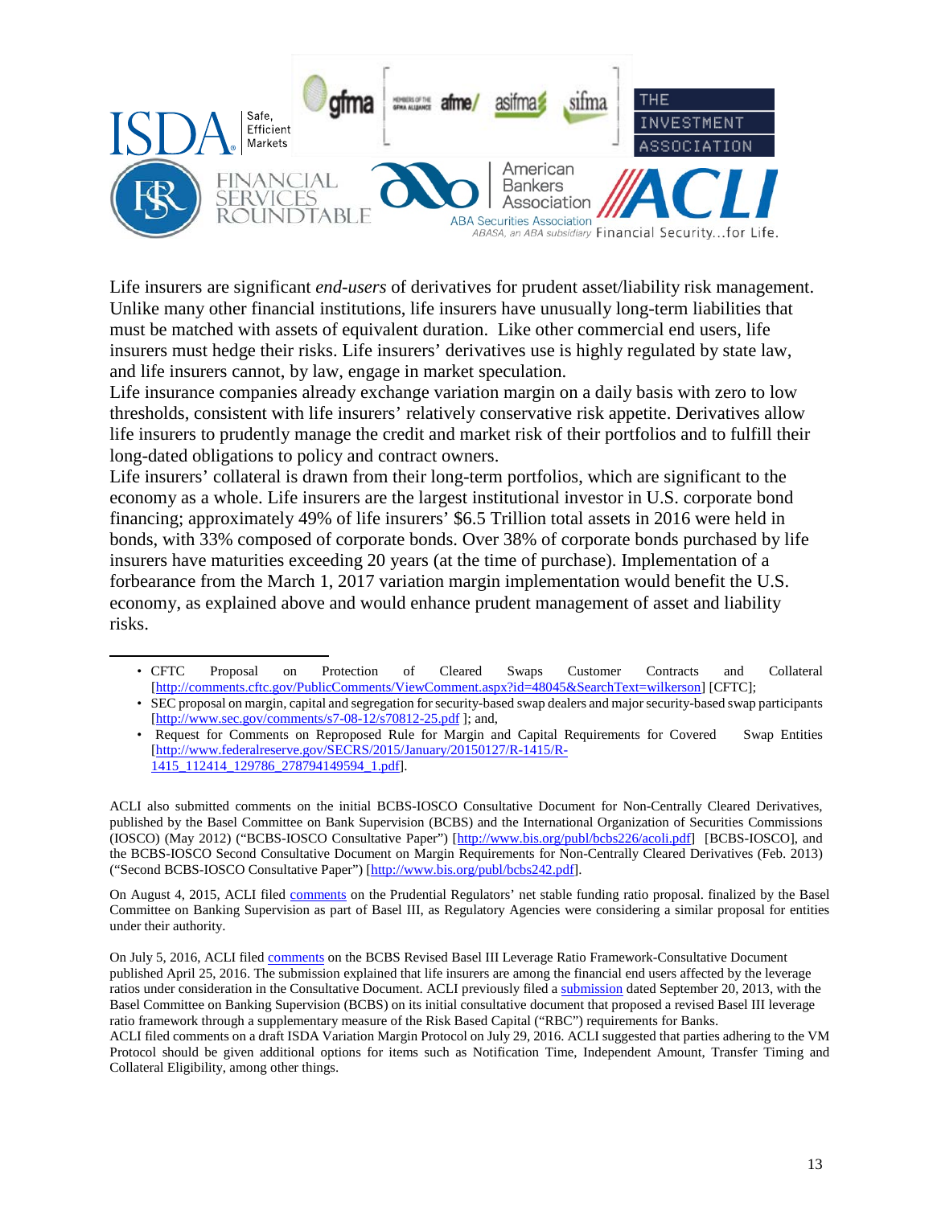Life insurers are significant *end-users* of derivatives for prudent asset/liability risk management. Unlike many other financial institutions, life insurers have unusually long-term liabilities that must be matched with assets of equivalent duration. Like other commercial end users, life insurers must hedge their risks. Life insurers' derivatives use is highly regulated by state law, and life insurers cannot, by law, engage in market speculation.

Life insurance companies already exchange variation margin on a daily basis with zero to low thresholds, consistent with life insurers' relatively conservative risk appetite. Derivatives allow life insurers to prudently manage the credit and market risk of their portfolios and to fulfill their long-dated obligations to policy and contract owners.

Life insurers' collateral is drawn from their long-term portfolios, which are significant to the economy as a whole. Life insurers are the largest institutional investor in U.S. corporate bond financing; approximately 49% of life insurers' $6.5 Trillion total assets in 2016 were held in bonds, with 33% composed of corporate bonds. Over 38% of corporate bonds purchased by life insurers have maturities exceeding 20 years (at the time of purchase). Implementation of a forbearance from the March 1, 2017 variation margin implementation would benefit the U.S. economy, as explained above and would enhance prudent management of asset and liability risks.

---

- CFTC Proposal on Protection of Cleared Swaps Customer Contracts and Collateral [http://comments.cftc.gov/PublicComments/ViewComment.aspx?id=48045&SearchText=wilkerson] [CFTC];
- SEC proposal on margin, capital and segregation for security-based swap dealers and major security-based swap participants [http://www.sec.gov/comments/s7-08-12/s70812-25.pdf ]; and,
- Request for Comments on Reproposed Rule for Margin and Capital Requirements for Covered Swap Entities [http://www.federalreserve.gov/SECRS/2015/January/20150127/R-1415/R-1415_112414_129786_278794149594_1.pdf].

ACLI also submitted comments on the initial BCBS-IOSCO Consultative Document for Non-Centrally Cleared Derivatives, published by the Basel Committee on Bank Supervision (BCBS) and the International Organization of Securities Commissions (IOSCO) (May 2012) ("BCBS-IOSCO Consultative Paper") [http://www.bis.org/publ/bcbs226/acoli.pdf] [BCBS-IOSCO], and the BCBS-IOSCO Second Consultative Document on Margin Requirements for Non-Centrally Cleared Derivatives (Feb. 2013) ("Second BCBS-IOSCO Consultative Paper") [http://www.bis.org/publ/bcbs242.pdf].

On August 4, 2015, ACLI filed comments on the Prudential Regulators' net stable funding ratio proposal. finalized by the Basel Committee on Banking Supervision as part of Basel III, as Regulatory Agencies were considering a similar proposal for entities under their authority.

On July 5, 2016, ACLI filed comments on the BCBS Revised Basel III Leverage Ratio Framework-Consultative Document published April 25, 2016. The submission explained that life insurers are among the financial end users affected by the leverage ratios under consideration in the Consultative Document. ACLI previously filed a submission dated September 20, 2013, with the Basel Committee on Banking Supervision (BCBS) on its initial consultative document that proposed a revised Basel III leverage ratio framework through a supplementary measure of the Risk Based Capital ("RBC") requirements for Banks.

ACLI filed comments on a draft ISDA Variation Margin Protocol on July 29, 2016. ACLI suggested that parties adhering to the VM Protocol should be given additional options for items such as Notification Time, Independent Amount, Transfer Timing and Collateral Eligibility, among other things.